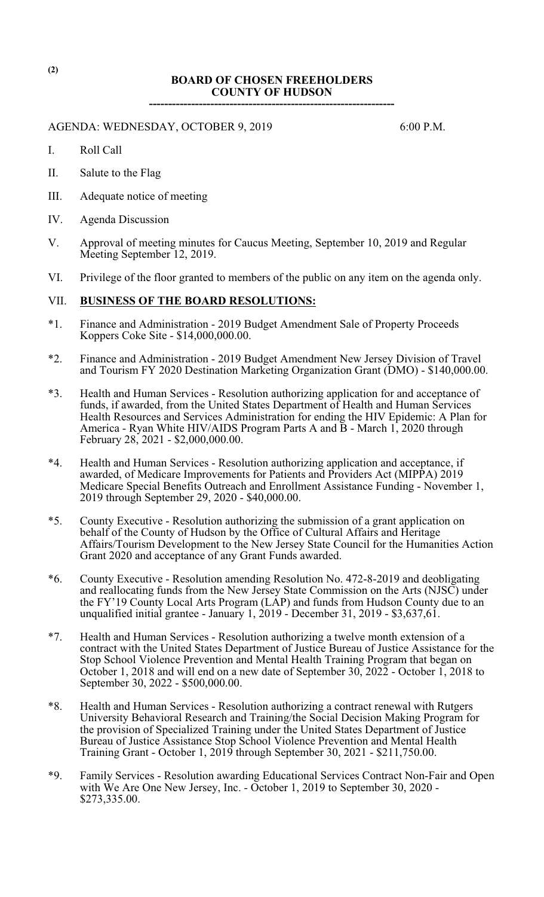**BOARD OF CHOSEN FREEHOLDERS**
**COUNTY OF HUDSON**

---

AGENDA: WEDNESDAY, OCTOBER 9, 2019 6:00 P.M.

I. Roll Call

II. Salute to the Flag

III. Adequate notice of meeting

IV. Agenda Discussion

V. Approval of meeting minutes for Caucus Meeting, September 10, 2019 and Regular Meeting September 12, 2019.

VI. Privilege of the floor granted to members of the public on any item on the agenda only.

VII. **BUSINESS OF THE BOARD RESOLUTIONS:**

*1. Finance and Administration - 2019 Budget Amendment Sale of Property Proceeds Koppers Coke Site - $14,000,000.00.

*2. Finance and Administration - 2019 Budget Amendment New Jersey Division of Travel and Tourism FY 2020 Destination Marketing Organization Grant (DMO) - $140,000.00.

*3. Health and Human Services - Resolution authorizing application for and acceptance of funds, if awarded, from the United States Department of Health and Human Services Health Resources and Services Administration for ending the HIV Epidemic: A Plan for America - Ryan White HIV/AIDS Program Parts A and B - March 1, 2020 through February 28, 2021 - $2,000,000.00.

*4. Health and Human Services - Resolution authorizing application and acceptance, if awarded, of Medicare Improvements for Patients and Providers Act (MIPPA) 2019 Medicare Special Benefits Outreach and Enrollment Assistance Funding - November 1, 2019 through September 29, 2020 - $40,000.00.

*5. County Executive - Resolution authorizing the submission of a grant application on behalf of the County of Hudson by the Office of Cultural Affairs and Heritage Affairs/Tourism Development to the New Jersey State Council for the Humanities Action Grant 2020 and acceptance of any Grant Funds awarded.

*6. County Executive - Resolution amending Resolution No. 472-8-2019 and deobligating and reallocating funds from the New Jersey State Commission on the Arts (NJSC) under the FY'19 County Local Arts Program (LAP) and funds from Hudson County due to an unqualified initial grantee - January 1, 2019 - December 31, 2019 - $3,637,61.

*7. Health and Human Services - Resolution authorizing a twelve month extension of a contract with the United States Department of Justice Bureau of Justice Assistance for the Stop School Violence Prevention and Mental Health Training Program that began on October 1, 2018 and will end on a new date of September 30, 2022 - October 1, 2018 to September 30, 2022 - $500,000.00.

*8. Health and Human Services - Resolution authorizing a contract renewal with Rutgers University Behavioral Research and Training/the Social Decision Making Program for the provision of Specialized Training under the United States Department of Justice Bureau of Justice Assistance Stop School Violence Prevention and Mental Health Training Grant - October 1, 2019 through September 30, 2021 - $211,750.00.

*9. Family Services - Resolution awarding Educational Services Contract Non-Fair and Open with We Are One New Jersey, Inc. - October 1, 2019 to September 30, 2020 - $273,335.00.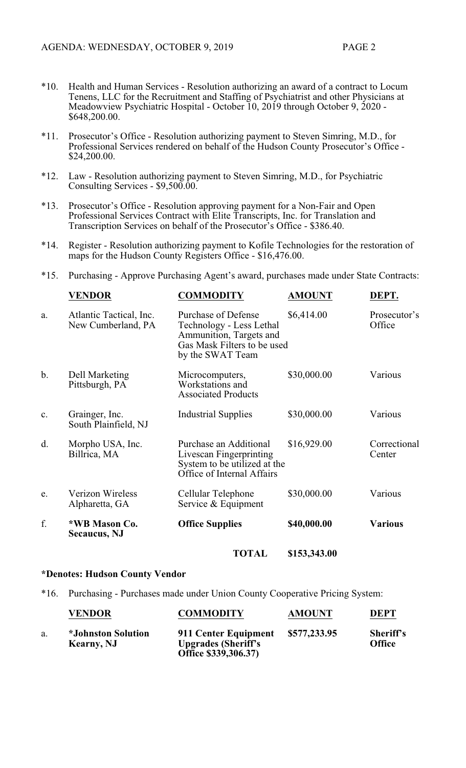*10. Health and Human Services - Resolution authorizing an award of a contract to Locum Tenens, LLC for the Recruitment and Staffing of Psychiatrist and other Physicians at Meadowview Psychiatric Hospital - October 10, 2019 through October 9, 2020 - $648,200.00.

*11. Prosecutor's Office - Resolution authorizing payment to Steven Simring, M.D., for Professional Services rendered on behalf of the Hudson County Prosecutor's Office - $24,200.00.

*12. Law - Resolution authorizing payment to Steven Simring, M.D., for Psychiatric Consulting Services - $9,500.00.

*13. Prosecutor's Office - Resolution approving payment for a Non-Fair and Open Professional Services Contract with Elite Transcripts, Inc. for Translation and Transcription Services on behalf of the Prosecutor's Office - $386.40.

*14. Register - Resolution authorizing payment to Kofile Technologies for the restoration of maps for the Hudson County Registers Office - $16,476.00.

*15. Purchasing - Approve Purchasing Agent's award, purchases made under State Contracts:

| | VENDOR | COMMODITY | AMOUNT | DEPT. |
|---|---|---|---|---|
| a. | Atlantic Tactical, Inc. New Cumberland, PA | Purchase of Defense Technology - Less Lethal Ammunition, Targets and Gas Mask Filters to be used by the SWAT Team | $6,414.00 | Prosecutor's Office |
| b. | Dell Marketing Pittsburgh, PA | Microcomputers, Workstations and Associated Products | $30,000.00 | Various |
| c. | Grainger, Inc. South Plainfield, NJ | Industrial Supplies | $30,000.00 | Various |
| d. | Morpho USA, Inc. Billrica, MA | Purchase an Additional Livescan Fingerprinting System to be utilized at the Office of Internal Affairs | $16,929.00 | Correctional Center |
| e. | Verizon Wireless Alpharetta, GA | Cellular Telephone Service & Equipment | $30,000.00 | Various |
| f. | **\*WB Mason Co. Secaucus, NJ** | **Office Supplies** | **$40,000.00** | **Various** |
| | | **TOTAL** | **$153,343.00** | |

**\*Denotes: Hudson County Vendor**

*16. Purchasing - Purchases made under Union County Cooperative Pricing System:

| | VENDOR | COMMODITY | AMOUNT | DEPT |
|---|---|---|---|---|
| a. | **\*Johnston Solution Kearny, NJ** | **911 Center Equipment Upgrades (Sheriff's Office $339,306.37)** | **$577,233.95** | **Sheriff's Office** |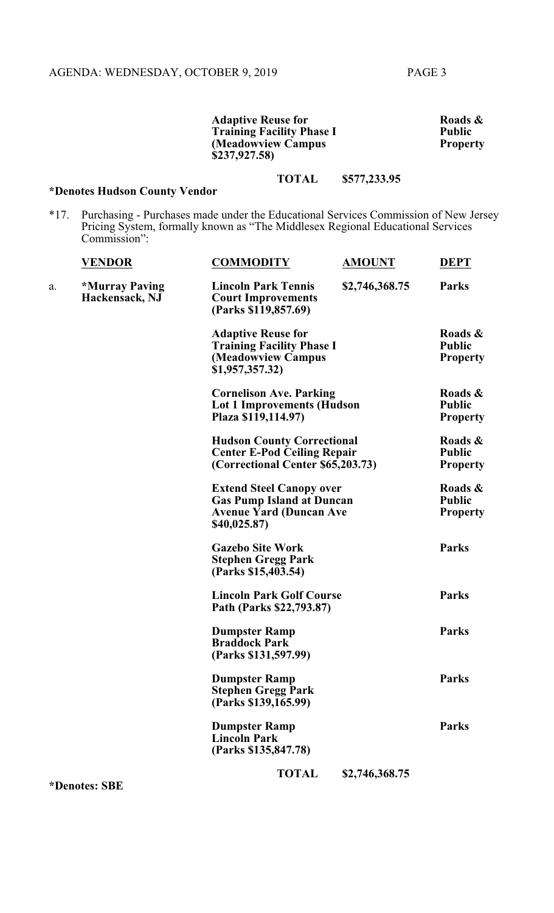| | | | |
|---|---|---|---|
| | **Adaptive Reuse for Training Facility Phase I (Meadowview Campus $237,927.58)** | | **Roads & Public Property** |
| | **TOTAL** | **$577,233.95** | |

**\*Denotes Hudson County Vendor**

*17. Purchasing - Purchases made under the Educational Services Commission of New Jersey Pricing System, formally known as "The Middlesex Regional Educational Services Commission":

| | VENDOR | COMMODITY | AMOUNT | DEPT |
|---|---|---|---|---|
| a. | **\*Murray Paving Hackensack, NJ** | **Lincoln Park Tennis Court Improvements (Parks $119,857.69)** | **$2,746,368.75** | **Parks** |
| | | **Adaptive Reuse for Training Facility Phase I (Meadowview Campus $1,957,357.32)** | | **Roads & Public Property** |
| | | **Cornelison Ave. Parking Lot 1 Improvements (Hudson Plaza $119,114.97)** | | **Roads & Public Property** |
| | | **Hudson County Correctional Center E-Pod Ceiling Repair (Correctional Center $65,203.73)** | | **Roads & Public Property** |
| | | **Extend Steel Canopy over Gas Pump Island at Duncan Avenue Yard (Duncan Ave $40,025.87)** | | **Roads & Public Property** |
| | | **Gazebo Site Work Stephen Gregg Park (Parks $15,403.54)** | | **Parks** |
| | | **Lincoln Park Golf Course Path (Parks $22,793.87)** | | **Parks** |
| | | **Dumpster Ramp Braddock Park (Parks $131,597.99)** | | **Parks** |
| | | **Dumpster Ramp Stephen Gregg Park (Parks $139,165.99)** | | **Parks** |
| | | **Dumpster Ramp Lincoln Park (Parks $135,847.78)** | | **Parks** |
| | | **TOTAL** | **$2,746,368.75** | |

**\*Denotes: SBE**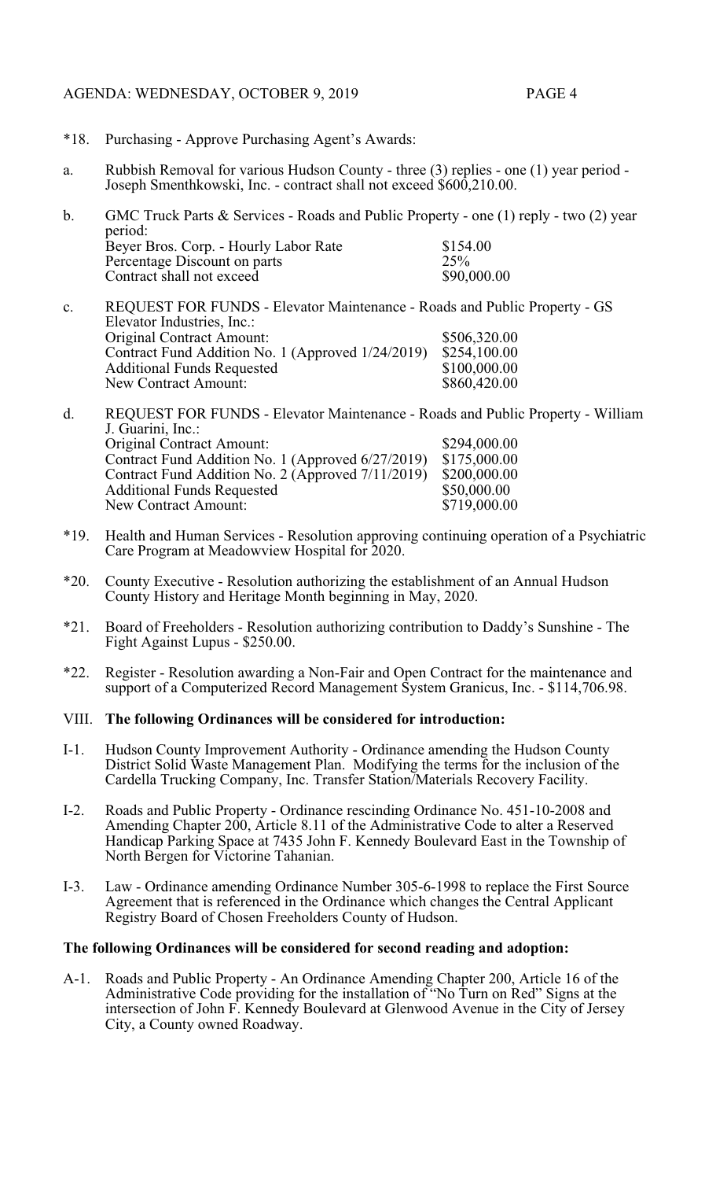*18. Purchasing - Approve Purchasing Agent's Awards:

a. Rubbish Removal for various Hudson County - three (3) replies - one (1) year period - Joseph Smenthkowski, Inc. - contract shall not exceed $600,210.00.

b. GMC Truck Parts & Services - Roads and Public Property - one (1) reply - two (2) year period:

| | |
|---|---|
| Beyer Bros. Corp. - Hourly Labor Rate | $154.00 |
| Percentage Discount on parts | 25% |
| Contract shall not exceed | $90,000.00 |

c. REQUEST FOR FUNDS - Elevator Maintenance - Roads and Public Property - GS Elevator Industries, Inc.:

| | |
|---|---|
| Original Contract Amount: | $506,320.00 |
| Contract Fund Addition No. 1 (Approved 1/24/2019) | $254,100.00 |
| Additional Funds Requested | $100,000.00 |
| New Contract Amount: | $860,420.00 |

d. REQUEST FOR FUNDS - Elevator Maintenance - Roads and Public Property - William J. Guarini, Inc.:

| | |
|---|---|
| Original Contract Amount: | $294,000.00 |
| Contract Fund Addition No. 1 (Approved 6/27/2019) | $175,000.00 |
| Contract Fund Addition No. 2 (Approved 7/11/2019) | $200,000.00 |
| Additional Funds Requested | $50,000.00 |
| New Contract Amount: | $719,000.00 |

*19. Health and Human Services - Resolution approving continuing operation of a Psychiatric Care Program at Meadowview Hospital for 2020.

*20. County Executive - Resolution authorizing the establishment of an Annual Hudson County History and Heritage Month beginning in May, 2020.

*21. Board of Freeholders - Resolution authorizing contribution to Daddy's Sunshine - The Fight Against Lupus - $250.00.

*22. Register - Resolution awarding a Non-Fair and Open Contract for the maintenance and support of a Computerized Record Management System Granicus, Inc. - $114,706.98.

## VIII. **The following Ordinances will be considered for introduction:**

I-1. Hudson County Improvement Authority - Ordinance amending the Hudson County District Solid Waste Management Plan. Modifying the terms for the inclusion of the Cardella Trucking Company, Inc. Transfer Station/Materials Recovery Facility.

I-2. Roads and Public Property - Ordinance rescinding Ordinance No. 451-10-2008 and Amending Chapter 200, Article 8.11 of the Administrative Code to alter a Reserved Handicap Parking Space at 7435 John F. Kennedy Boulevard East in the Township of North Bergen for Victorine Tahanian.

I-3. Law - Ordinance amending Ordinance Number 305-6-1998 to replace the First Source Agreement that is referenced in the Ordinance which changes the Central Applicant Registry Board of Chosen Freeholders County of Hudson.

**The following Ordinances will be considered for second reading and adoption:**

A-1. Roads and Public Property - An Ordinance Amending Chapter 200, Article 16 of the Administrative Code providing for the installation of "No Turn on Red" Signs at the intersection of John F. Kennedy Boulevard at Glenwood Avenue in the City of Jersey City, a County owned Roadway.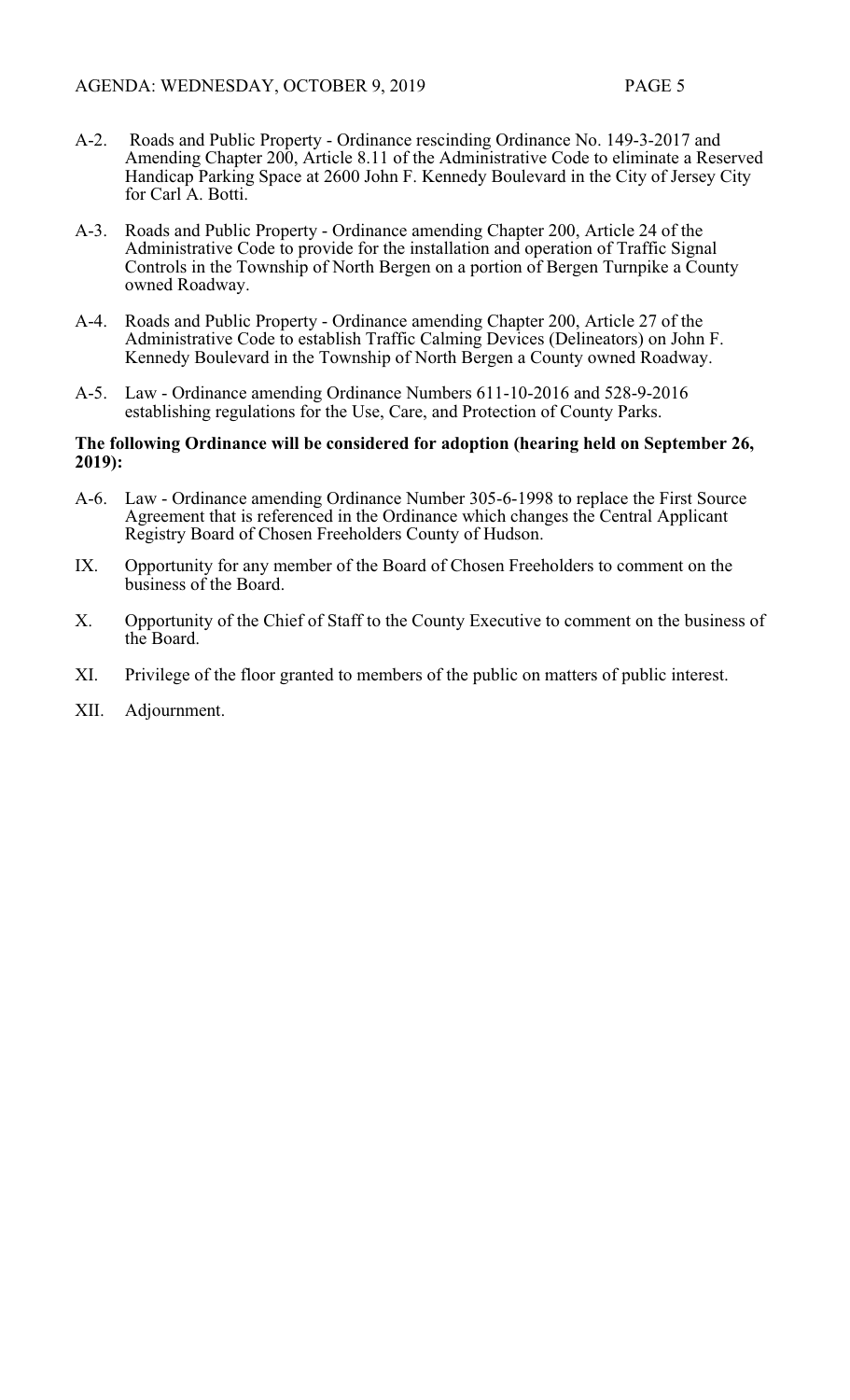A-2. Roads and Public Property - Ordinance rescinding Ordinance No. 149-3-2017 and Amending Chapter 200, Article 8.11 of the Administrative Code to eliminate a Reserved Handicap Parking Space at 2600 John F. Kennedy Boulevard in the City of Jersey City for Carl A. Botti.

A-3. Roads and Public Property - Ordinance amending Chapter 200, Article 24 of the Administrative Code to provide for the installation and operation of Traffic Signal Controls in the Township of North Bergen on a portion of Bergen Turnpike a County owned Roadway.

A-4. Roads and Public Property - Ordinance amending Chapter 200, Article 27 of the Administrative Code to establish Traffic Calming Devices (Delineators) on John F. Kennedy Boulevard in the Township of North Bergen a County owned Roadway.

A-5. Law - Ordinance amending Ordinance Numbers 611-10-2016 and 528-9-2016 establishing regulations for the Use, Care, and Protection of County Parks.

**The following Ordinance will be considered for adoption (hearing held on September 26, 2019):**

A-6. Law - Ordinance amending Ordinance Number 305-6-1998 to replace the First Source Agreement that is referenced in the Ordinance which changes the Central Applicant Registry Board of Chosen Freeholders County of Hudson.

IX. Opportunity for any member of the Board of Chosen Freeholders to comment on the business of the Board.

X. Opportunity of the Chief of Staff to the County Executive to comment on the business of the Board.

XI. Privilege of the floor granted to members of the public on matters of public interest.

XII. Adjournment.